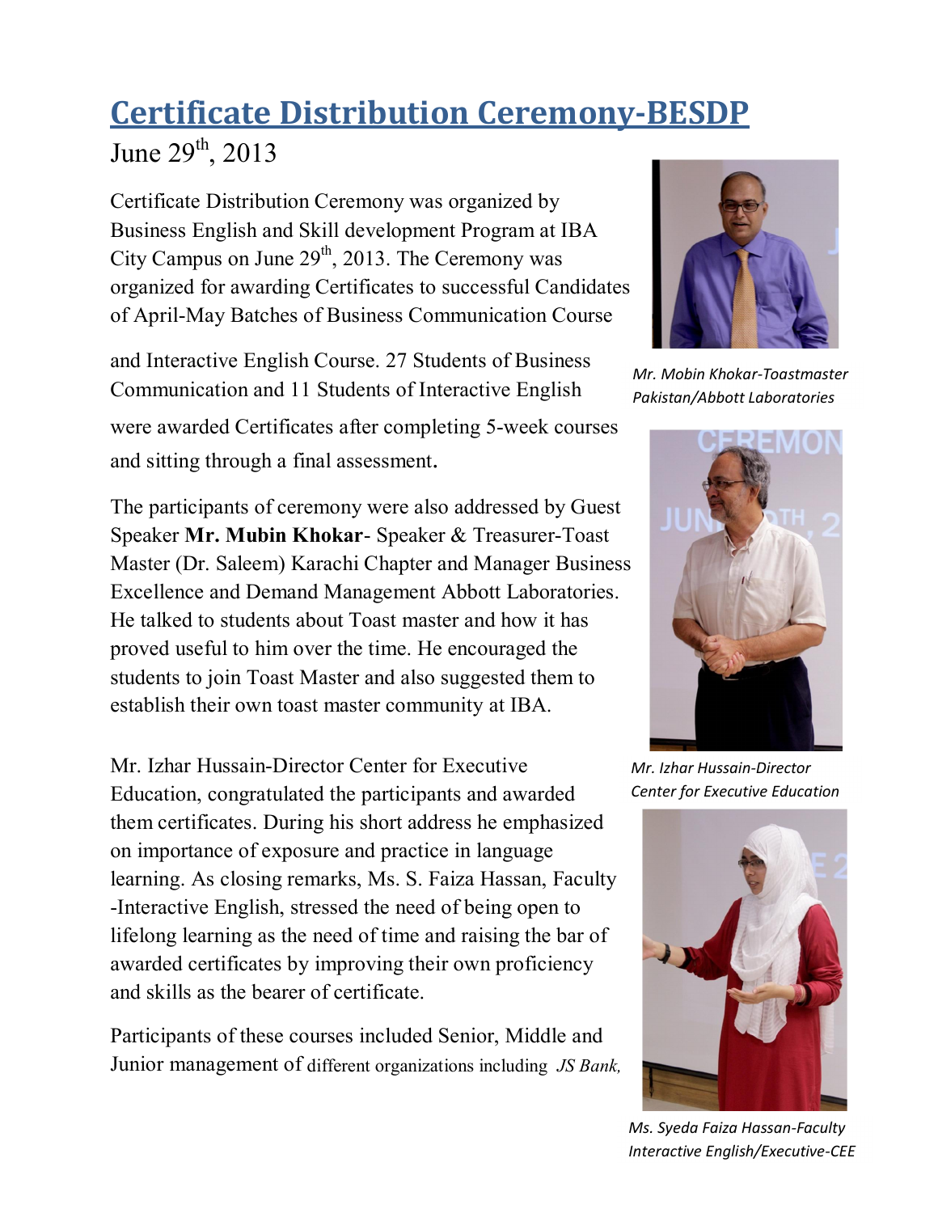# Certificate Distribution Ceremony-BESDP

June 29th, 2013

Certificate Distribution Ceremony was organized by Business English and Skill development Program at IBA City Campus on June 29th, 2013. The Ceremony was organized for awarding Certificates to successful Candidates of April-May Batches of Business Communication Course and Interactive English Course. 27 Students of Business Communication and 11 Students of Interactive English were awarded Certificates after completing 5-week courses and sitting through a final assessment.

The participants of ceremony were also addressed by Guest Speaker **Mr. Mubin Khokar**- Speaker & Treasurer-Toast Master (Dr. Saleem) Karachi Chapter and Manager Business Excellence and Demand Management Abbott Laboratories. He talked to students about Toast master and how it has proved useful to him over the time. He encouraged the students to join Toast Master and also suggested them to establish their own toast master community at IBA.

Mr. Izhar Hussain-Director Center for Executive Education, congratulated the participants and awarded them certificates. During his short address he emphasized on importance of exposure and practice in language learning. As closing remarks, Ms. S. Faiza Hassan, Faculty -Interactive English, stressed the need of being open to lifelong learning as the need of time and raising the bar of awarded certificates by improving their own proficiency and skills as the bearer of certificate.

Participants of these courses included Senior, Middle and Junior management of different organizations including *JS Bank,*

*Mr. Mobin Khokar-Toastmaster Pakistan/Abbott Laboratories*

*Mr. Izhar Hussain-Director Center for Executive Education*

*Ms. Syeda Faiza Hassan-Faculty Interactive English/Executive-CEE*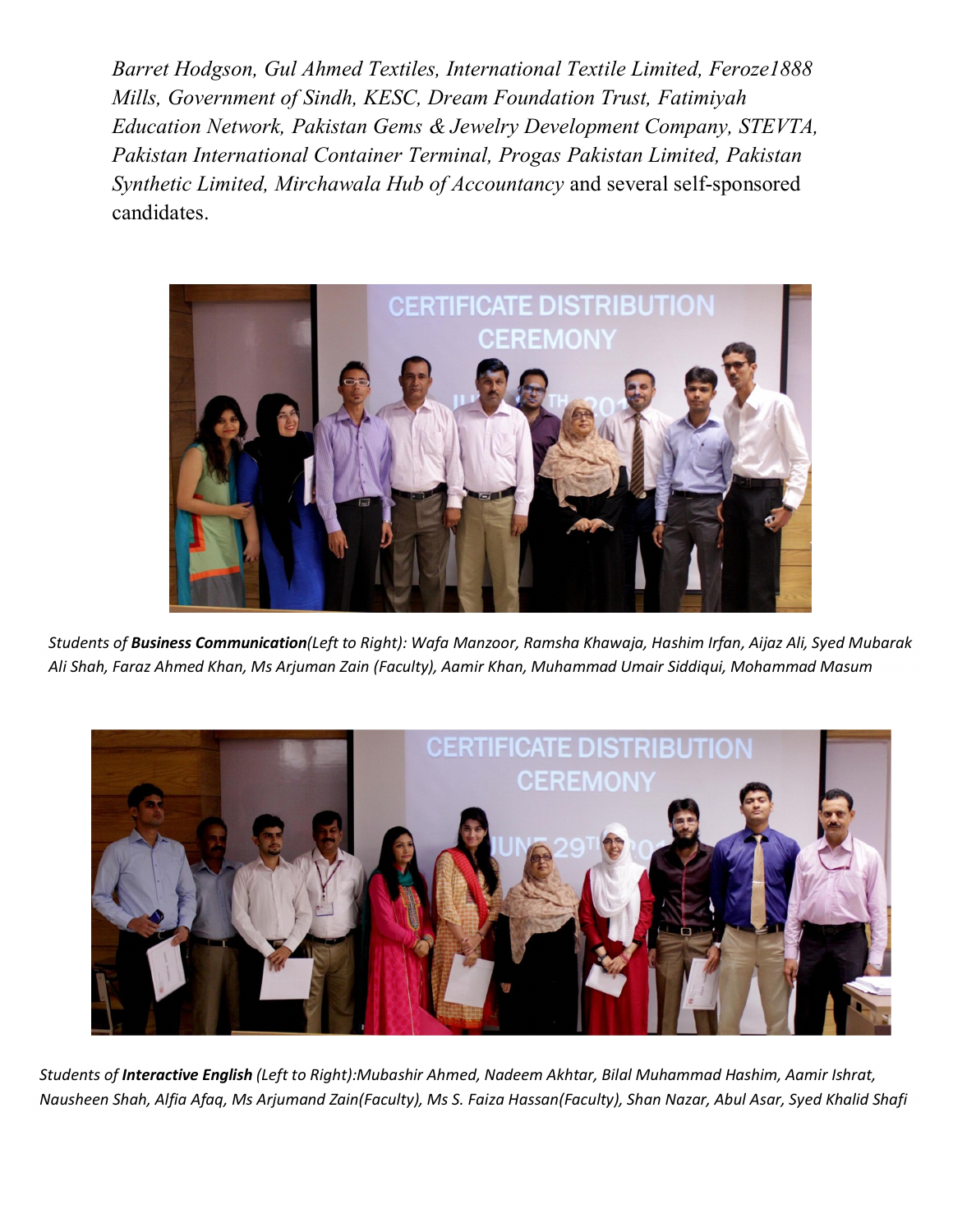*Barret Hodgson, Gul Ahmed Textiles, International Textile Limited, Feroze1888 Mills, Government of Sindh, KESC, Dream Foundation Trust, Fatimiyah Education Network, Pakistan Gems & Jewelry Development Company, STEVTA, Pakistan International Container Terminal, Progas Pakistan Limited, Pakistan Synthetic Limited, Mirchawala Hub of Accountancy* and several self-sponsored candidates.

*Students of **Business Communication**(Left to Right): Wafa Manzoor, Ramsha Khawaja, Hashim Irfan, Aijaz Ali, Syed Mubarak Ali Shah, Faraz Ahmed Khan, Ms Arjuman Zain (Faculty), Aamir Khan, Muhammad Umair Siddiqui, Mohammad Masum*

*Students of **Interactive English** (Left to Right):Mubashir Ahmed, Nadeem Akhtar, Bilal Muhammad Hashim, Aamir Ishrat, Nausheen Shah, Alfia Afaq, Ms Arjumand Zain(Faculty), Ms S. Faiza Hassan(Faculty), Shan Nazar, Abul Asar, Syed Khalid Shafi*